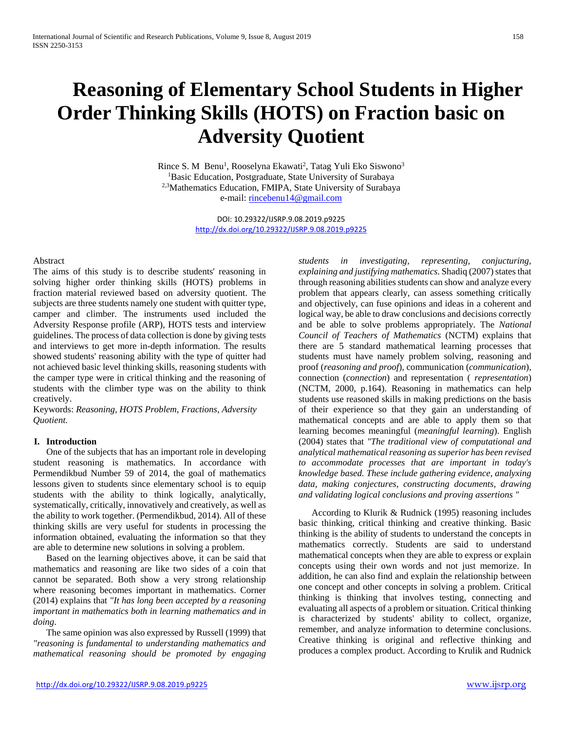# Reasoning of Elementary School Students in Higher Order Thinking Skills (HOTS) on Fraction basic on Adversity Quotient

Rince S. M Benu[1], Rooselyna Ekawati[2], Tatag Yuli Eko Siswono[3]

[1]Basic Education, Postgraduate, State University of Surabaya

[2,3]Mathematics Education, FMIPA, State University of Surabaya

e-mail: rincebenu14@gmail.com

DOI: 10.29322/IJSRP.9.08.2019.p9225

http://dx.doi.org/10.29322/IJSRP.9.08.2019.p9225

Abstract

The aims of this study is to describe students' reasoning in solving higher order thinking skills (HOTS) problems in fraction material reviewed based on adversity quotient. The subjects are three students namely one student with quitter type, camper and climber. The instruments used included the Adversity Response profile (ARP), HOTS tests and interview guidelines. The process of data collection is done by giving tests and interviews to get more in-depth information. The results showed students' reasoning ability with the type of quitter had not achieved basic level thinking skills, reasoning students with the camper type were in critical thinking and the reasoning of students with the climber type was on the ability to think creatively.

Keywords: *Reasoning, HOTS Problem, Fractions, Adversity Quotient.*

## I. Introduction

One of the subjects that has an important role in developing student reasoning is mathematics. In accordance with Permendikbud Number 59 of 2014, the goal of mathematics lessons given to students since elementary school is to equip students with the ability to think logically, analytically, systematically, critically, innovatively and creatively, as well as the ability to work together. (Permendikbud, 2014). All of these thinking skills are very useful for students in processing the information obtained, evaluating the information so that they are able to determine new solutions in solving a problem.

Based on the learning objectives above, it can be said that mathematics and reasoning are like two sides of a coin that cannot be separated. Both show a very strong relationship where reasoning becomes important in mathematics. Corner (2014) explains that *"It has long been accepted by a reasoning important in mathematics both in learning mathematics and in doing*.

The same opinion was also expressed by Russell (1999) that *"reasoning is fundamental to understanding mathematics and mathematical reasoning should be promoted by engaging students in investigating, representing, conjucturing, explaining and justifying mathematics*. Shadiq (2007) states that through reasoning abilities students can show and analyze every problem that appears clearly, can assess something critically and objectively, can fuse opinions and ideas in a coherent and logical way, be able to draw conclusions and decisions correctly and be able to solve problems appropriately. The *National Council of Teachers of Mathematics* (NCTM) explains that there are 5 standard mathematical learning processes that students must have namely problem solving, reasoning and proof (*reasoning and proof*), communication (*communication*), connection (*connection*) and representation ( *representation*) (NCTM, 2000, p.164). Reasoning in mathematics can help students use reasoned skills in making predictions on the basis of their experience so that they gain an understanding of mathematical concepts and are able to apply them so that learning becomes meaningful (*meaningful learning*). English (2004) states that *"The traditional view of computational and analytical mathematical reasoning as superior has been revised to accommodate processes that are important in today's knowledge based. These include gathering evidence, analyxing data, making conjectures, constructing documents, drawing and validating logical conclusions and proving assertions "*

According to Klurik & Rudnick (1995) reasoning includes basic thinking, critical thinking and creative thinking. Basic thinking is the ability of students to understand the concepts in mathematics correctly. Students are said to understand mathematical concepts when they are able to express or explain concepts using their own words and not just memorize. In addition, he can also find and explain the relationship between one concept and other concepts in solving a problem. Critical thinking is thinking that involves testing, connecting and evaluating all aspects of a problem or situation. Critical thinking is characterized by students' ability to collect, organize, remember, and analyze information to determine conclusions. Creative thinking is original and reflective thinking and produces a complex product. According to Krulik and Rudnick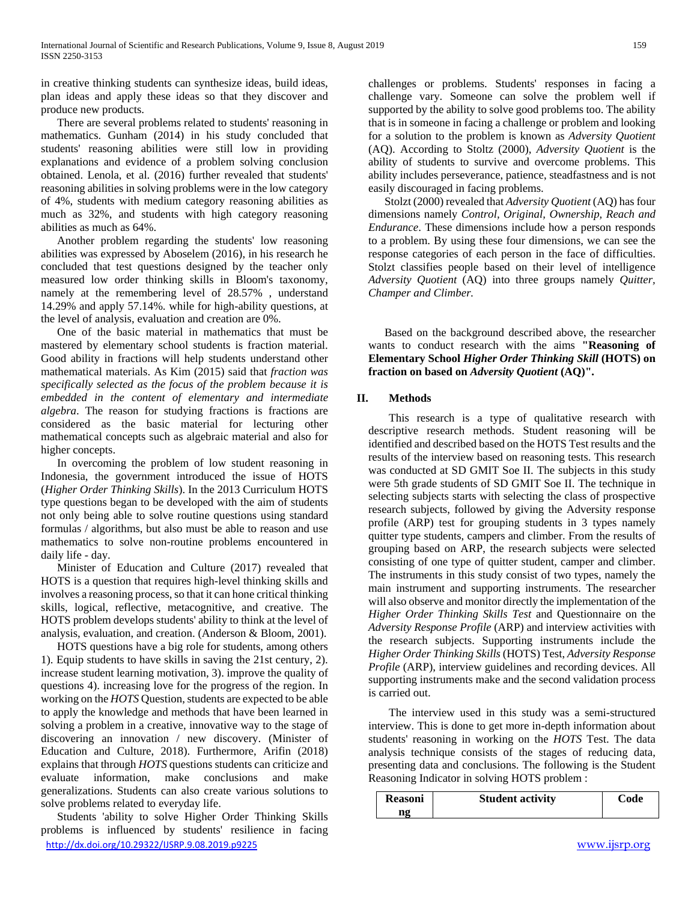in creative thinking students can synthesize ideas, build ideas, plan ideas and apply these ideas so that they discover and produce new products.

There are several problems related to students' reasoning in mathematics. Gunham (2014) in his study concluded that students' reasoning abilities were still low in providing explanations and evidence of a problem solving conclusion obtained. Lenola, et al. (2016) further revealed that students' reasoning abilities in solving problems were in the low category of 4%, students with medium category reasoning abilities as much as 32%, and students with high category reasoning abilities as much as 64%.

Another problem regarding the students' low reasoning abilities was expressed by Aboselem (2016), in his research he concluded that test questions designed by the teacher only measured low order thinking skills in Bloom's taxonomy, namely at the remembering level of 28.57% , understand 14.29% and apply 57.14%. while for high-ability questions, at the level of analysis, evaluation and creation are 0%.

One of the basic material in mathematics that must be mastered by elementary school students is fraction material. Good ability in fractions will help students understand other mathematical materials. As Kim (2015) said that *fraction was specifically selected as the focus of the problem because it is embedded in the content of elementary and intermediate algebra*. The reason for studying fractions is fractions are considered as the basic material for lecturing other mathematical concepts such as algebraic material and also for higher concepts.

In overcoming the problem of low student reasoning in Indonesia, the government introduced the issue of HOTS (*Higher Order Thinking Skills*). In the 2013 Curriculum HOTS type questions began to be developed with the aim of students not only being able to solve routine questions using standard formulas / algorithms, but also must be able to reason and use mathematics to solve non-routine problems encountered in daily life - day.

Minister of Education and Culture (2017) revealed that HOTS is a question that requires high-level thinking skills and involves a reasoning process, so that it can hone critical thinking skills, logical, reflective, metacognitive, and creative. The HOTS problem develops students' ability to think at the level of analysis, evaluation, and creation. (Anderson & Bloom, 2001).

HOTS questions have a big role for students, among others 1). Equip students to have skills in saving the 21st century, 2). increase student learning motivation, 3). improve the quality of questions 4). increasing love for the progress of the region. In working on the *HOTS* Question, students are expected to be able to apply the knowledge and methods that have been learned in solving a problem in a creative, innovative way to the stage of discovering an innovation / new discovery. (Minister of Education and Culture, 2018). Furthermore, Arifin (2018) explains that through *HOTS* questions students can criticize and evaluate information, make conclusions and make generalizations. Students can also create various solutions to solve problems related to everyday life.

Students 'ability to solve Higher Order Thinking Skills problems is influenced by students' resilience in facing challenges or problems. Students' responses in facing a challenge vary. Someone can solve the problem well if supported by the ability to solve good problems too. The ability that is in someone in facing a challenge or problem and looking for a solution to the problem is known as *Adversity Quotient* (AQ). According to Stoltz (2000), *Adversity Quotient* is the ability of students to survive and overcome problems. This ability includes perseverance, patience, steadfastness and is not easily discouraged in facing problems.

Stolzt (2000) revealed that *Adversity Quotient* (AQ) has four dimensions namely *Control, Original, Ownership, Reach and Endurance*. These dimensions include how a person responds to a problem. By using these four dimensions, we can see the response categories of each person in the face of difficulties. Stolzt classifies people based on their level of intelligence *Adversity Quotient* (AQ) into three groups namely *Quitter, Champer and Climber.*

Based on the background described above, the researcher wants to conduct research with the aims **"Reasoning of Elementary School *Higher Order Thinking Skill* (HOTS) on fraction on based on *Adversity Quotient* (AQ)".**

## II. Methods

This research is a type of qualitative research with descriptive research methods. Student reasoning will be identified and described based on the HOTS Test results and the results of the interview based on reasoning tests. This research was conducted at SD GMIT Soe II. The subjects in this study were 5th grade students of SD GMIT Soe II. The technique in selecting subjects starts with selecting the class of prospective research subjects, followed by giving the Adversity response profile (ARP) test for grouping students in 3 types namely quitter type students, campers and climber. From the results of grouping based on ARP, the research subjects were selected consisting of one type of quitter student, camper and climber. The instruments in this study consist of two types, namely the main instrument and supporting instruments. The researcher will also observe and monitor directly the implementation of the *Higher Order Thinking Skills Test* and Questionnaire on the *Adversity Response Profile* (ARP) and interview activities with the research subjects. Supporting instruments include the *Higher Order Thinking Skills* (HOTS) Test, *Adversity Response Profile* (ARP), interview guidelines and recording devices. All supporting instruments make and the second validation process is carried out.

The interview used in this study was a semi-structured interview. This is done to get more in-depth information about students' reasoning in working on the *HOTS* Test. The data analysis technique consists of the stages of reducing data, presenting data and conclusions. The following is the Student Reasoning Indicator in solving HOTS problem :

| **Reasoning** | **Student activity** | **Code** |
|---|---|---|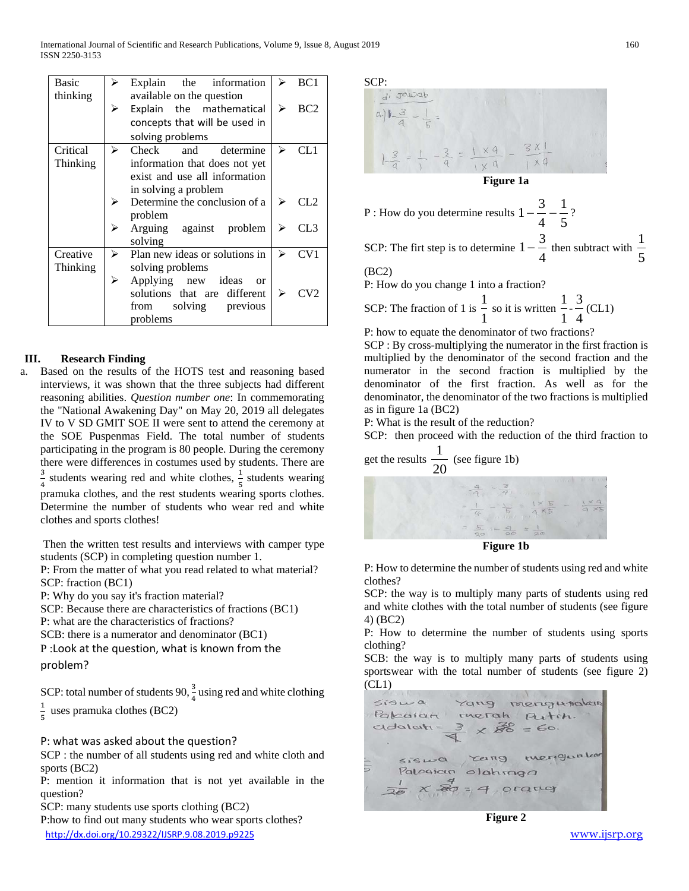| | | |
|---|---|---|
| Basic thinking | ➢ Explain the information available on the question<br>➢ Explain the mathematical concepts that will be used in solving problems | ➢ BC1<br>➢ BC2 |
| Critical Thinking | ➢ Check and determine information that does not yet exist and use all information in solving a problem<br>➢ Determine the conclusion of a problem<br>➢ Arguing against problem solving | ➢ CL1<br>➢ CL2<br>➢ CL3 |
| Creative Thinking | ➢ Plan new ideas or solutions in solving problems<br>➢ Applying new ideas or solutions that are different from solving previous problems | ➢ CV1<br>➢ CV2 |

## III. Research Finding

a. Based on the results of the HOTS test and reasoning based interviews, it was shown that the three subjects had different reasoning abilities. *Question number one*: In commemorating the "National Awakening Day" on May 20, 2019 all delegates IV to V SD GMIT SOE II were sent to attend the ceremony at the SOE Puspenmas Field. The total number of students participating in the program is 80 people. During the ceremony there were differences in costumes used by students. There are $\frac{3}{4}$ students wearing red and white clothes, $\frac{1}{5}$ students wearing pramuka clothes, and the rest students wearing sports clothes. Determine the number of students who wear red and white clothes and sports clothes!

Then the written test results and interviews with camper type students (SCP) in completing question number 1.

P: From the matter of what you read related to what material?
SCP: fraction (BC1)
P: Why do you say it's fraction material?
SCP: Because there are characteristics of fractions (BC1)
P: what are the characteristics of fractions?
SCB: there is a numerator and denominator (BC1)
P :Look at the question, what is known from the problem?
SCP: total number of students 90, $\frac{3}{4}$ using red and white clothing $\frac{1}{5}$ uses pramuka clothes (BC2)
P: what was asked about the question?
SCP : the number of all students using red and white cloth and sports (BC2)
P: mention it information that is not yet available in the question?
SCP: many students use sports clothing (BC2)
P:how to find out many students who wear sports clothes?
SCP:

Figure 1a

P : How do you determine results $1-\frac{3}{4}-\frac{1}{5}$?
SCP: The firt step is to determine $1-\frac{3}{4}$ then subtract with $\frac{1}{5}$ (BC2)
P: How do you change 1 into a fraction?
SCP: The fraction of 1 is $\frac{1}{1}$ so it is written $\frac{1}{1}$-$\frac{3}{4}$ (CL1)
P: how to equate the denominator of two fractions?
SCP : By cross-multiplying the numerator in the first fraction is multiplied by the denominator of the second fraction and the numerator in the second fraction is multiplied by the denominator of the first fraction. As well as for the denominator, the denominator of the two fractions is multiplied as in figure 1a (BC2)
P: What is the result of the reduction?
SCP: then proceed with the reduction of the third fraction to get the results $\frac{1}{20}$ (see figure 1b)

Figure 1b

P: How to determine the number of students using red and white clothes?
SCP: the way is to multiply many parts of students using red and white clothes with the total number of students (see figure 4) (BC2)
P: How to determine the number of students using sports clothing?
SCB: the way is to multiply many parts of students using sportswear with the total number of students (see figure 2) (CL1)

Figure 2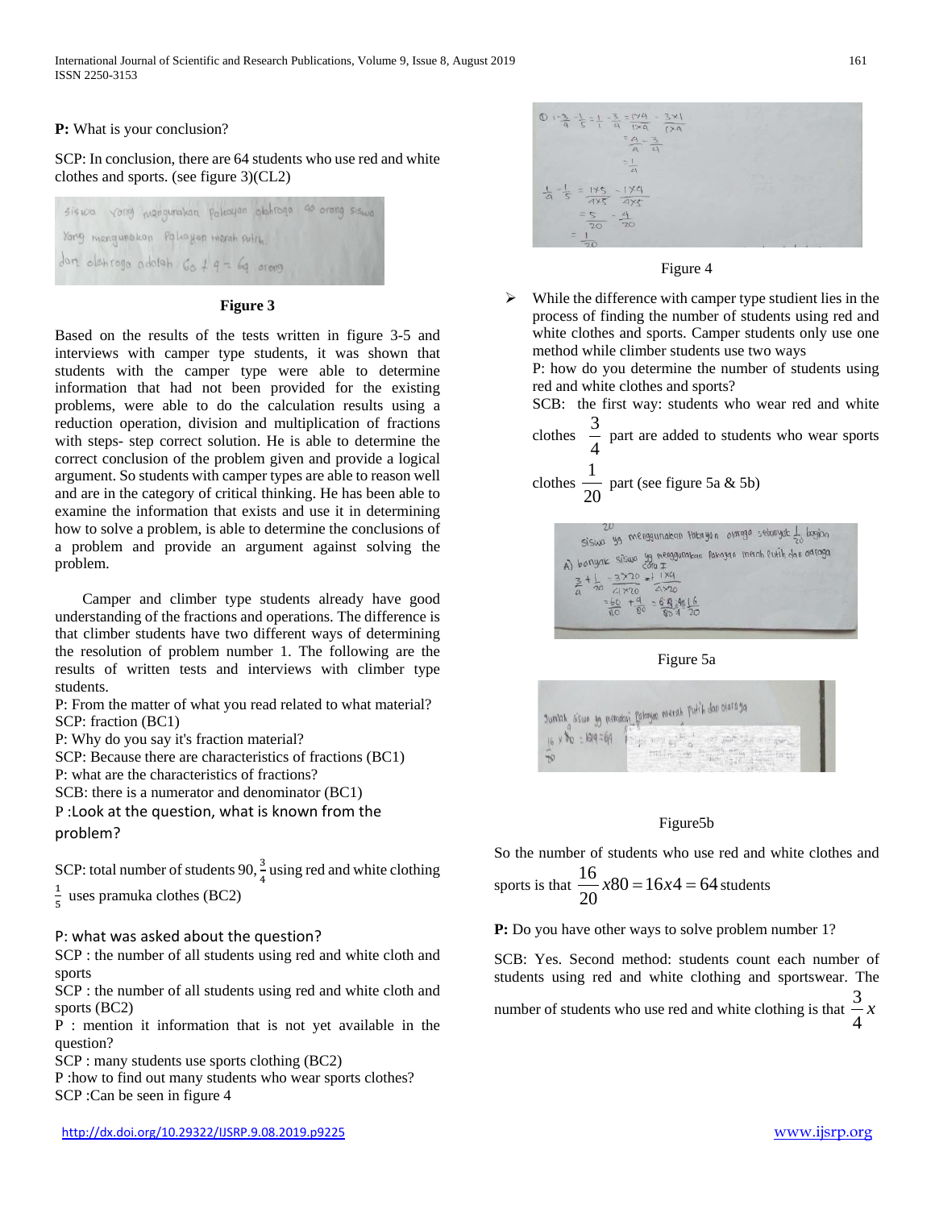**P:** What is your conclusion?

SCP: In conclusion, there are 64 students who use red and white clothes and sports. (see figure 3)(CL2)

**Figure 3**

Based on the results of the tests written in figure 3-5 and interviews with camper type students, it was shown that students with the camper type were able to determine information that had not been provided for the existing problems, were able to do the calculation results using a reduction operation, division and multiplication of fractions with steps- step correct solution. He is able to determine the correct conclusion of the problem given and provide a logical argument. So students with camper types are able to reason well and are in the category of critical thinking. He has been able to examine the information that exists and use it in determining how to solve a problem, is able to determine the conclusions of a problem and provide an argument against solving the problem.

Camper and climber type students already have good understanding of the fractions and operations. The difference is that climber students have two different ways of determining the resolution of problem number 1. The following are the results of written tests and interviews with climber type students.

P: From the matter of what you read related to what material?
SCP: fraction (BC1)
P: Why do you say it's fraction material?
SCP: Because there are characteristics of fractions (BC1)
P: what are the characteristics of fractions?
SCB: there is a numerator and denominator (BC1)
P :Look at the question, what is known from the problem?

SCP: total number of students 90, $\frac{3}{4}$ using red and white clothing $\frac{1}{5}$ uses pramuka clothes (BC2)

P: what was asked about the question?
SCP : the number of all students using red and white cloth and sports
SCP : the number of all students using red and white cloth and sports (BC2)
P : mention it information that is not yet available in the question?
SCP : many students use sports clothing (BC2)
P :how to find out many students who wear sports clothes?
SCP :Can be seen in figure 4

Figure 4

- While the difference with camper type studient lies in the process of finding the number of students using red and white clothes and sports. Camper students only use one method while climber students use two ways
  P: how do you determine the number of students using red and white clothes and sports?
  SCB: the first way: students who wear red and white clothes $\frac{3}{4}$ part are added to students who wear sports clothes $\frac{1}{20}$ part (see figure 5a & 5b)

Figure 5a

Figure5b

So the number of students who use red and white clothes and sports is that $\frac{16}{20}x80 = 16x4 = 64$ students

**P:** Do you have other ways to solve problem number 1?

SCB: Yes. Second method: students count each number of students using red and white clothing and sportswear. The number of students who use red and white clothing is that $\frac{3}{4}x$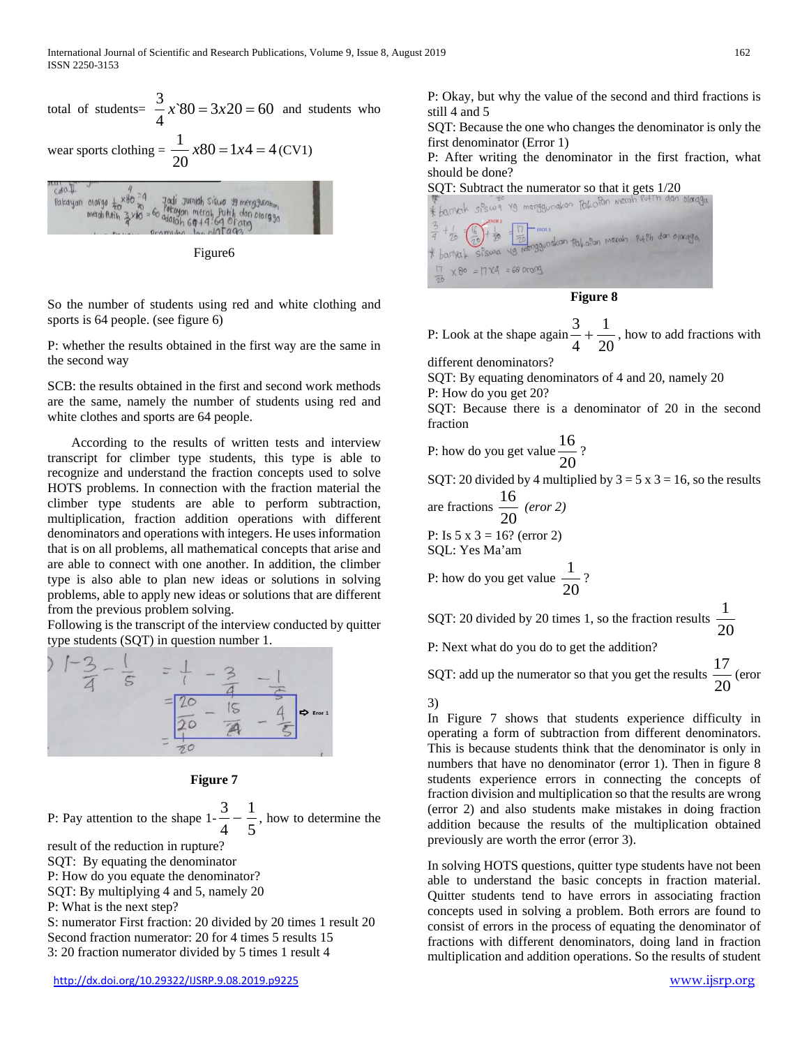total of students= $\frac{3}{4}x`80 = 3x20 = 60$ and students who wear sports clothing = $\frac{1}{20}x80 = 1x4 = 4$ (CV1)

Figure6

So the number of students using red and white clothing and sports is 64 people. (see figure 6)

P: whether the results obtained in the first way are the same in the second way

SCB: the results obtained in the first and second work methods are the same, namely the number of students using red and white clothes and sports are 64 people.

According to the results of written tests and interview transcript for climber type students, this type is able to recognize and understand the fraction concepts used to solve HOTS problems. In connection with the fraction material the climber type students are able to perform subtraction, multiplication, fraction addition operations with different denominators and operations with integers. He uses information that is on all problems, all mathematical concepts that arise and are able to connect with one another. In addition, the climber type is also able to plan new ideas or solutions in solving problems, able to apply new ideas or solutions that are different from the previous problem solving.

Following is the transcript of the interview conducted by quitter type students (SQT) in question number 1.

**Figure 7**

P: Pay attention to the shape 1-$\frac{3}{4} - \frac{1}{5}$, how to determine the result of the reduction in rupture?

SQT: By equating the denominator

P: How do you equate the denominator?

SQT: By multiplying 4 and 5, namely 20

P: What is the next step?

S: numerator First fraction: 20 divided by 20 times 1 result 20

Second fraction numerator: 20 for 4 times 5 results 15

3: 20 fraction numerator divided by 5 times 1 result 4

P: Okay, but why the value of the second and third fractions is still 4 and 5

SQT: Because the one who changes the denominator is only the first denominator (Error 1)

P: After writing the denominator in the first fraction, what should be done?

SQT: Subtract the numerator so that it gets 1/20

**Figure 8**

P: Look at the shape again $\frac{3}{4} + \frac{1}{20}$, how to add fractions with different denominators?

SQT: By equating denominators of 4 and 20, namely 20

P: How do you get 20?

SQT: Because there is a denominator of 20 in the second fraction

P: how do you get value $\frac{16}{20}$?

SQT: 20 divided by 4 multiplied by 3 = 5 x 3 = 16, so the results are fractions $\frac{16}{20}$ *(eror 2)*

P: Is 5 x 3 = 16? (error 2)

SQL: Yes Ma'am

P: how do you get value $\frac{1}{20}$?

SQT: 20 divided by 20 times 1, so the fraction results $\frac{1}{20}$

P: Next what do you do to get the addition?

SQT: add up the numerator so that you get the results $\frac{17}{20}$ (eror 3)

In Figure 7 shows that students experience difficulty in operating a form of subtraction from different denominators. This is because students think that the denominator is only in numbers that have no denominator (error 1). Then in figure 8 students experience errors in connecting the concepts of fraction division and multiplication so that the results are wrong (error 2) and also students make mistakes in doing fraction addition because the results of the multiplication obtained previously are worth the error (error 3).

In solving HOTS questions, quitter type students have not been able to understand the basic concepts in fraction material. Quitter students tend to have errors in associating fraction concepts used in solving a problem. Both errors are found to consist of errors in the process of equating the denominator of fractions with different denominators, doing land in fraction multiplication and addition operations. So the results of student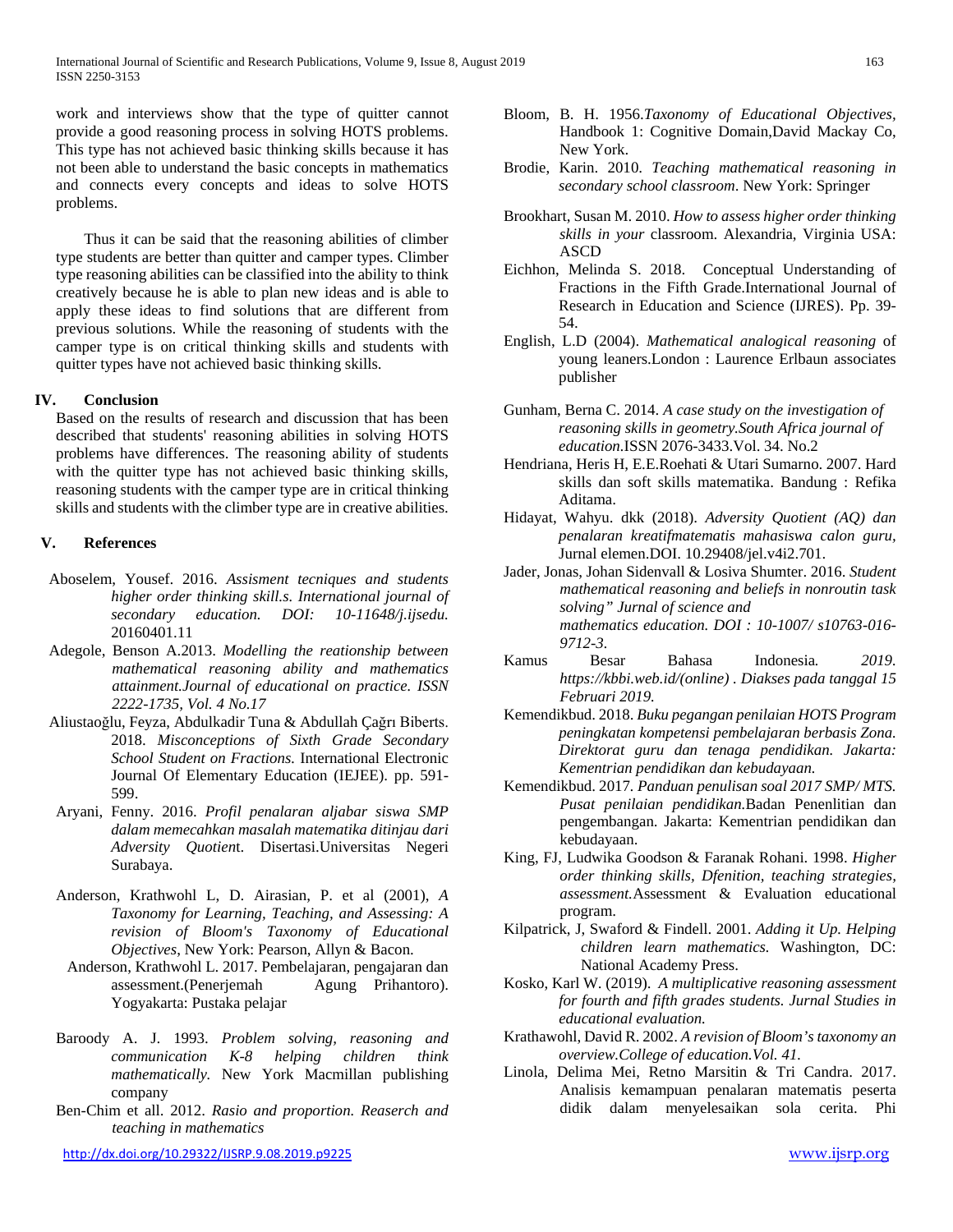work and interviews show that the type of quitter cannot provide a good reasoning process in solving HOTS problems. This type has not achieved basic thinking skills because it has not been able to understand the basic concepts in mathematics and connects every concepts and ideas to solve HOTS problems.

Thus it can be said that the reasoning abilities of climber type students are better than quitter and camper types. Climber type reasoning abilities can be classified into the ability to think creatively because he is able to plan new ideas and is able to apply these ideas to find solutions that are different from previous solutions. While the reasoning of students with the camper type is on critical thinking skills and students with quitter types have not achieved basic thinking skills.

## IV. Conclusion

Based on the results of research and discussion that has been described that students' reasoning abilities in solving HOTS problems have differences. The reasoning ability of students with the quitter type has not achieved basic thinking skills, reasoning students with the camper type are in critical thinking skills and students with the climber type are in creative abilities.

## V. References

Aboselem, Yousef. 2016. *Assisment tecniques and students higher order thinking skill.s. International journal of secondary education. DOI: 10-11648/j.ijsedu.* 20160401.11

Adegole, Benson A.2013. *Modelling the relationship between mathematical reasoning ability and mathematics attainment.Journal of educational on practice. ISSN 2222-1735, Vol. 4 No.17*

Aliustaoğlu, Feyza, Abdulkadir Tuna & Abdullah Çağrı Biberts. 2018. *Misconceptions of Sixth Grade Secondary School Student on Fractions.* International Electronic Journal Of Elementary Education (IEJEE). pp. 591-599.

Aryani, Fenny. 2016. *Profil penalaran aljabar siswa SMP dalam memecahkan masalah matematika ditinjau dari Adversity Quotien*t. Disertasi.Universitas Negeri Surabaya.

Anderson, Krathwohl L, D. Airasian, P. et al (2001), *A Taxonomy for Learning, Teaching, and Assessing: A revision of Bloom's Taxonomy of Educational Objectives,* New York: Pearson, Allyn & Bacon.

Anderson, Krathwohl L. 2017. Pembelajaran, pengajaran dan assessment.(Penerjemah Agung Prihantoro). Yogyakarta: Pustaka pelajar

Baroody A. J. 1993. *Problem solving, reasoning and communication K-8 helping children think mathematically.* New York Macmillan publishing company

Ben-Chim et all. 2012. *Rasio and proportion. Reaserch and teaching in mathematics*

Bloom, B. H. 1956.*Taxonomy of Educational Objectives,* Handbook 1: Cognitive Domain,David Mackay Co, New York.

Brodie, Karin. 2010. *Teaching mathematical reasoning in secondary school classroom*. New York: Springer

Brookhart, Susan M. 2010. *How to assess higher order thinking skills in your* classroom. Alexandria, Virginia USA: ASCD

Eichhon, Melinda S. 2018. Conceptual Understanding of Fractions in the Fifth Grade.International Journal of Research in Education and Science (IJRES). Pp. 39-54.

English, L.D (2004). *Mathematical analogical reasoning* of young leaners.London : Laurence Erlbaun associates publisher

Gunham, Berna C. 2014. *A case study on the investigation of reasoning skills in geometry.South Africa journal of education*.ISSN 2076-3433.Vol. 34. No.2

Hendriana, Heris H, E.E.Roehati & Utari Sumarno. 2007. Hard skills dan soft skills matematika. Bandung : Refika Aditama.

Hidayat, Wahyu. dkk (2018). *Adversity Quotient (AQ) dan penalaran kreatifmatematis mahasiswa calon guru*, Jurnal elemen.DOI. 10.29408/jel.v4i2.701.

Jader, Jonas, Johan Sidenvall & Losiva Shumter. 2016. *Student mathematical reasoning and beliefs in nonroutin task solving" Jurnal of science and mathematics education. DOI : 10-1007/ s10763-016-9712-3*.

Kamus Besar Bahasa Indonesia*. 2019. https://kbbi.web.id/(online) . Diakses pada tanggal 15 Februari 2019.*

Kemendikbud. 2018. *Buku pegangan penilaian HOTS Program peningkatan kompetensi pembelajaran berbasis Zona. Direktorat guru dan tenaga pendidikan. Jakarta: Kementrian pendidikan dan kebudayaan.*

Kemendikbud. 2017. *Panduan penulisan soal 2017 SMP/ MTS. Pusat penilaian pendidikan.*Badan Penenlitian dan pengembangan. Jakarta: Kementrian pendidikan dan kebudayaan.

King, FJ, Ludwika Goodson & Faranak Rohani. 1998. *Higher order thinking skills, Dfenition, teaching strategies, assessment.*Assessment & Evaluation educational program.

Kilpatrick, J, Swaford & Findell. 2001. *Adding it Up. Helping children learn mathematics.* Washington, DC: National Academy Press.

Kosko, Karl W. (2019). *A multiplicative reasoning assessment for fourth and fifth grades students. Jurnal Studies in educational evaluation.*

Krathawohl, David R. 2002. *A revision of Bloom's taxonomy an overview.College of education.Vol. 41.*

Linola, Delima Mei, Retno Marsitin & Tri Candra. 2017. Analisis kemampuan penalaran matematis peserta didik dalam menyelesaikan sola cerita. Phi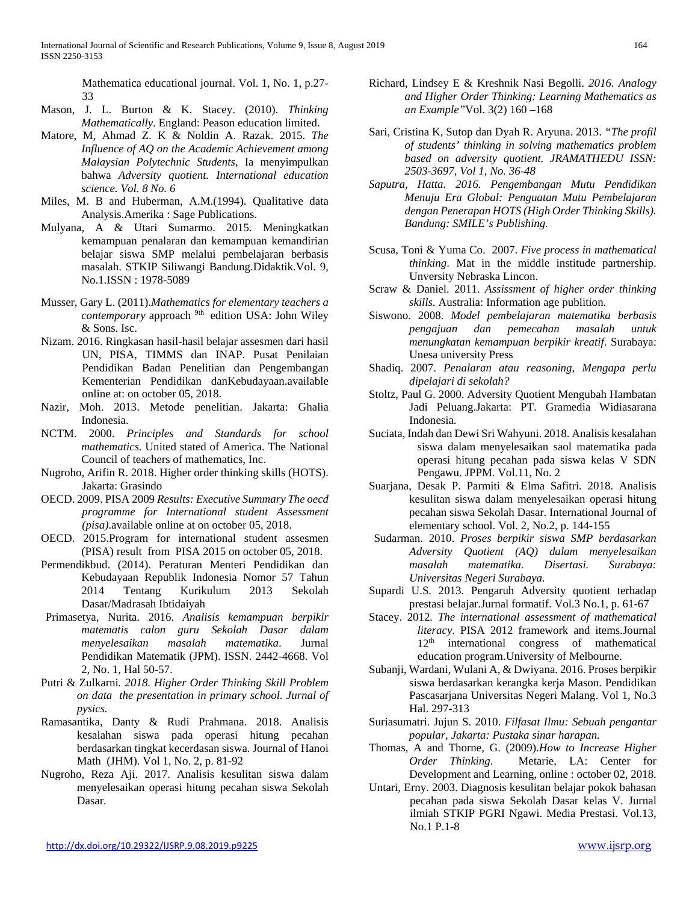Mathematica educational journal. Vol. 1, No. 1, p.27-33

Mason, J. L. Burton & K. Stacey. (2010). *Thinking Mathematically*. England: Peason education limited.

Matore, M, Ahmad Z. K & Noldin A. Razak. 2015. *The Influence of AQ on the Academic Achievement among Malaysian Polytechnic Students*, Ia menyimpulkan bahwa *Adversity quotient. International education science. Vol. 8 No. 6*

Miles, M. B and Huberman, A.M.(1994). Qualitative data Analysis.Amerika : Sage Publications.

Mulyana, A & Utari Sumarmo. 2015. Meningkatkan kemampuan penalaran dan kemampuan kemandirian belajar siswa SMP melalui pembelajaran berbasis masalah. STKIP Siliwangi Bandung.Didaktik.Vol. 9, No.1.ISSN : 1978-5089

Musser, Gary L. (2011).*Mathematics for elementary teachers a contemporary* approach 9th edition USA: John Wiley & Sons. Isc.

Nizam. 2016. Ringkasan hasil-hasil belajar assesmen dari hasil UN, PISA, TIMMS dan INAP. Pusat Penilaian Pendidikan Badan Penelitian dan Pengembangan Kementerian Pendidikan danKebudayaan.available online at: on october 05, 2018.

Nazir, Moh. 2013. Metode penelitian. Jakarta: Ghalia Indonesia.

NCTM. 2000. *Principles and Standards for school mathematics*. United stated of America. The National Council of teachers of mathematics, Inc.

Nugroho, Arifin R. 2018. Higher order thinking skills (HOTS). Jakarta: Grasindo

OECD. 2009. PISA 2009 *Results: Executive Summary The oecd programme for International student Assessment (pisa)*.available online at on october 05, 2018.

OECD. 2015.Program for international student assesmen (PISA) result from PISA 2015 on october 05, 2018.

Permendikbud. (2014). Peraturan Menteri Pendidikan dan Kebudayaan Republik Indonesia Nomor 57 Tahun 2014 Tentang Kurikulum 2013 Sekolah Dasar/Madrasah Ibtidaiyah

Primasetya, Nurita. 2016. *Analisis kemampuan berpikir matematis calon guru Sekolah Dasar dalam menyelesaikan masalah matematika*. Jurnal Pendidikan Matematik (JPM). ISSN. 2442-4668. Vol 2, No. 1, Hal 50-57.

Putri & Zulkarni*. 2018. Higher Order Thinking Skill Problem on data the presentation in primary school. Jurnal of pysics.*

Ramasantika, Danty & Rudi Prahmana. 2018. Analisis kesalahan siswa pada operasi hitung pecahan berdasarkan tingkat kecerdasan siswa. Journal of Hanoi Math (JHM). Vol 1, No. 2, p. 81-92

Nugroho, Reza Aji. 2017. Analisis kesulitan siswa dalam menyelesaikan operasi hitung pecahan siswa Sekolah Dasar.

Richard, Lindsey E & Kreshnik Nasi Begolli. *2016. Analogy and Higher Order Thinking: Learning Mathematics as an Example"*Vol. 3(2) 160 –168

Sari, Cristina K, Sutop dan Dyah R. Aryuna. 2013. *"The profil of students' thinking in solving mathematics problem based on adversity quotient. JRAMATHEDU ISSN: 2503-3697, Vol 1, No. 36-48*

*Saputra, Hatta. 2016. Pengembangan Mutu Pendidikan Menuju Era Global: Penguatan Mutu Pembelajaran dengan Penerapan HOTS (High Order Thinking Skills). Bandung: SMILE's Publishing.*

Scusa, Toni & Yuma Co. 2007. *Five process in mathematical thinking*. Mat in the middle institute partnership. Unversity Nebraska Lincon.

Scraw & Daniel. 2011. *Assissment of higher order thinking skills.* Australia: Information age publition.

Siswono. 2008. *Model pembelajaran matematika berbasis pengajuan dan pemecahan masalah untuk menungkatkan kemampuan berpikir kreatif*. Surabaya: Unesa university Press

Shadiq. 2007. *Penalaran atau reasoning, Mengapa perlu dipelajari di sekolah?*

Stoltz, Paul G. 2000. Adversity Quotient Mengubah Hambatan Jadi Peluang.Jakarta: PT. Gramedia Widiasarana Indonesia.

Suciata, Indah dan Dewi Sri Wahyuni. 2018. Analisis kesalahan siswa dalam menyelesaikan saol matematika pada operasi hitung pecahan pada siswa kelas V SDN Pengawu. JPPM. Vol.11, No. 2

Suarjana, Desak P. Parmiti & Elma Safitri. 2018. Analisis kesulitan siswa dalam menyelesaikan operasi hitung pecahan siswa Sekolah Dasar. International Journal of elementary school. Vol. 2, No.2, p. 144-155

Sudarman. 2010. *Proses berpikir siswa SMP berdasarkan Adversity Quotient (AQ) dalam menyelesaikan masalah matematika. Disertasi. Surabaya: Universitas Negeri Surabaya.*

Supardi U.S. 2013. Pengaruh Adversity quotient terhadap prestasi belajar.Jurnal formatif. Vol.3 No.1, p. 61-67

Stacey. 2012. *The international assessment of mathematical literacy*. PISA 2012 framework and items.Journal 12th international congress of mathematical education program.University of Melbourne.

Subanji, Wardani, Wulani A, & Dwiyana. 2016. Proses berpikir siswa berdasarkan kerangka kerja Mason. Pendidikan Pascasarjana Universitas Negeri Malang. Vol 1, No.3 Hal. 297-313

Suriasumatri. Jujun S. 2010. *Filfasat Ilmu: Sebuah pengantar popular, Jakarta: Pustaka sinar harapan.*

Thomas, A and Thorne, G. (2009).*How to Increase Higher Order Thinking*. Metarie, LA: Center for Development and Learning, online : october 02, 2018.

Untari, Erny. 2003. Diagnosis kesulitan belajar pokok bahasan pecahan pada siswa Sekolah Dasar kelas V. Jurnal ilmiah STKIP PGRI Ngawi. Media Prestasi. Vol.13, No.1 P.1-8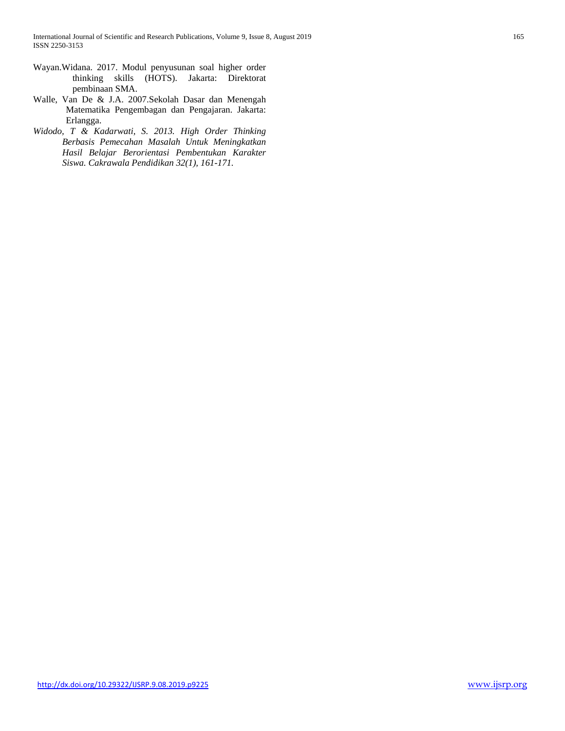Wayan.Widana. 2017. Modul penyusunan soal higher order thinking skills (HOTS). Jakarta: Direktorat pembinaan SMA.

Walle, Van De & J.A. 2007.Sekolah Dasar dan Menengah Matematika Pengembagan dan Pengajaran. Jakarta: Erlangga.

*Widodo, T & Kadarwati, S. 2013. High Order Thinking Berbasis Pemecahan Masalah Untuk Meningkatkan Hasil Belajar Berorientasi Pembentukan Karakter Siswa. Cakrawala Pendidikan 32(1), 161-171.*